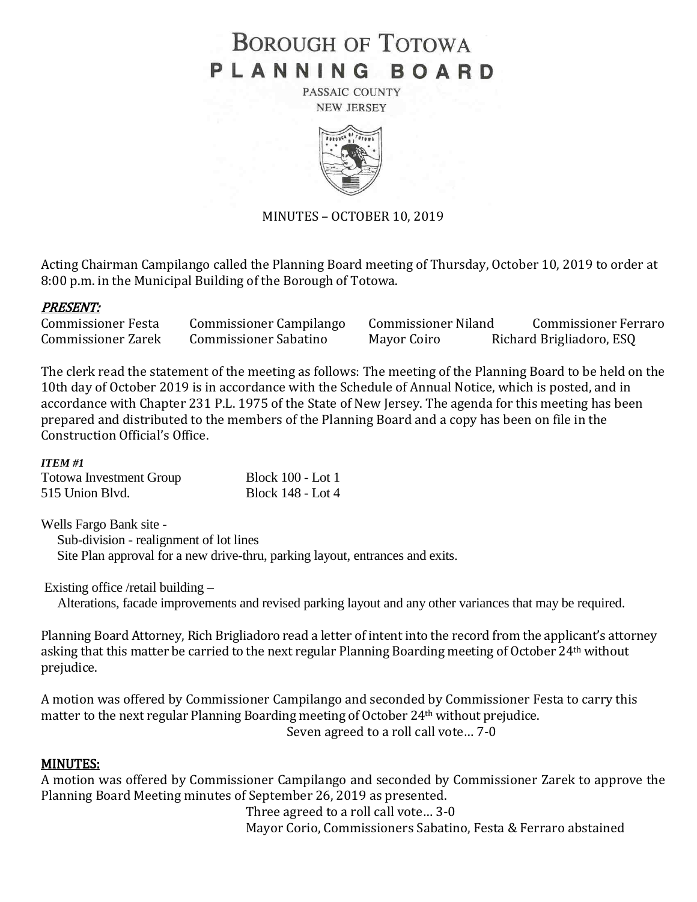# BOROUGH OF TOTOWA
# PLANNING BOARD

PASSAIC COUNTY
NEW JERSEY

MINUTES – OCTOBER 10, 2019

Acting Chairman Campilango called the Planning Board meeting of Thursday, October 10, 2019 to order at 8:00 p.m. in the Municipal Building of the Borough of Totowa.

## *PRESENT:*

| | | | |
|---|---|---|---|
| Commissioner Festa | Commissioner Campilango | Commissioner Niland | Commissioner Ferraro |
| Commissioner Zarek | Commissioner Sabatino | Mayor Coiro | Richard Brigliadoro, ESQ |

The clerk read the statement of the meeting as follows: The meeting of the Planning Board to be held on the 10th day of October 2019 is in accordance with the Schedule of Annual Notice, which is posted, and in accordance with Chapter 231 P.L. 1975 of the State of New Jersey. The agenda for this meeting has been prepared and distributed to the members of the Planning Board and a copy has been on file in the Construction Official's Office.

***ITEM #1***

Totowa Investment Group — Block 100 - Lot 1
515 Union Blvd. — Block 148 - Lot 4

Wells Fargo Bank site -
Sub-division - realignment of lot lines
Site Plan approval for a new drive-thru, parking layout, entrances and exits.

Existing office /retail building –
Alterations, facade improvements and revised parking layout and any other variances that may be required.

Planning Board Attorney, Rich Brigliadoro read a letter of intent into the record from the applicant's attorney asking that this matter be carried to the next regular Planning Boarding meeting of October 24th without prejudice.

A motion was offered by Commissioner Campilango and seconded by Commissioner Festa to carry this matter to the next regular Planning Boarding meeting of October 24th without prejudice.

Seven agreed to a roll call vote… 7-0

## MINUTES:

A motion was offered by Commissioner Campilango and seconded by Commissioner Zarek to approve the Planning Board Meeting minutes of September 26, 2019 as presented.

Three agreed to a roll call vote… 3-0
Mayor Corio, Commissioners Sabatino, Festa & Ferraro abstained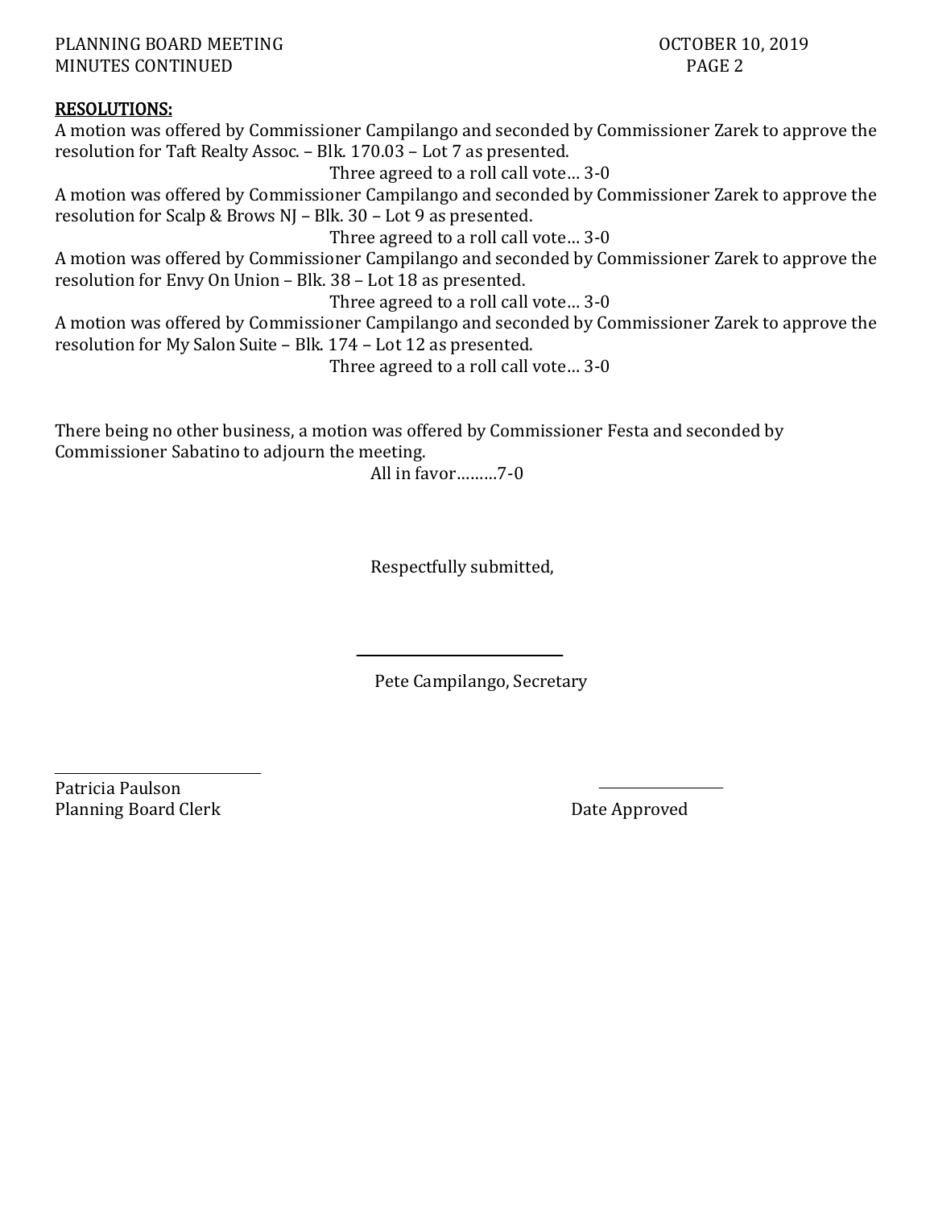**RESOLUTIONS:**

A motion was offered by Commissioner Campilango and seconded by Commissioner Zarek to approve the resolution for Taft Realty Assoc. – Blk. 170.03 – Lot 7 as presented.

Three agreed to a roll call vote… 3-0

A motion was offered by Commissioner Campilango and seconded by Commissioner Zarek to approve the resolution for Scalp & Brows NJ – Blk. 30 – Lot 9 as presented.

Three agreed to a roll call vote… 3-0

A motion was offered by Commissioner Campilango and seconded by Commissioner Zarek to approve the resolution for Envy On Union – Blk. 38 – Lot 18 as presented.

Three agreed to a roll call vote… 3-0

A motion was offered by Commissioner Campilango and seconded by Commissioner Zarek to approve the resolution for My Salon Suite – Blk. 174 – Lot 12 as presented.

Three agreed to a roll call vote… 3-0

There being no other business, a motion was offered by Commissioner Festa and seconded by Commissioner Sabatino to adjourn the meeting.

All in favor………7-0

Respectfully submitted,

\_\_\_\_\_\_\_\_\_\_\_\_\_\_\_\_\_\_\_\_\_\_\_\_\_\_\_\_

Pete Campilango, Secretary

\_\_\_\_\_\_\_\_\_\_\_\_\_\_\_\_\_\_\_\_\_\_\_\_\_\_\_\_

Patricia Paulson
Planning Board Clerk

\_\_\_\_\_\_\_\_\_\_\_\_\_\_\_\_

Date Approved